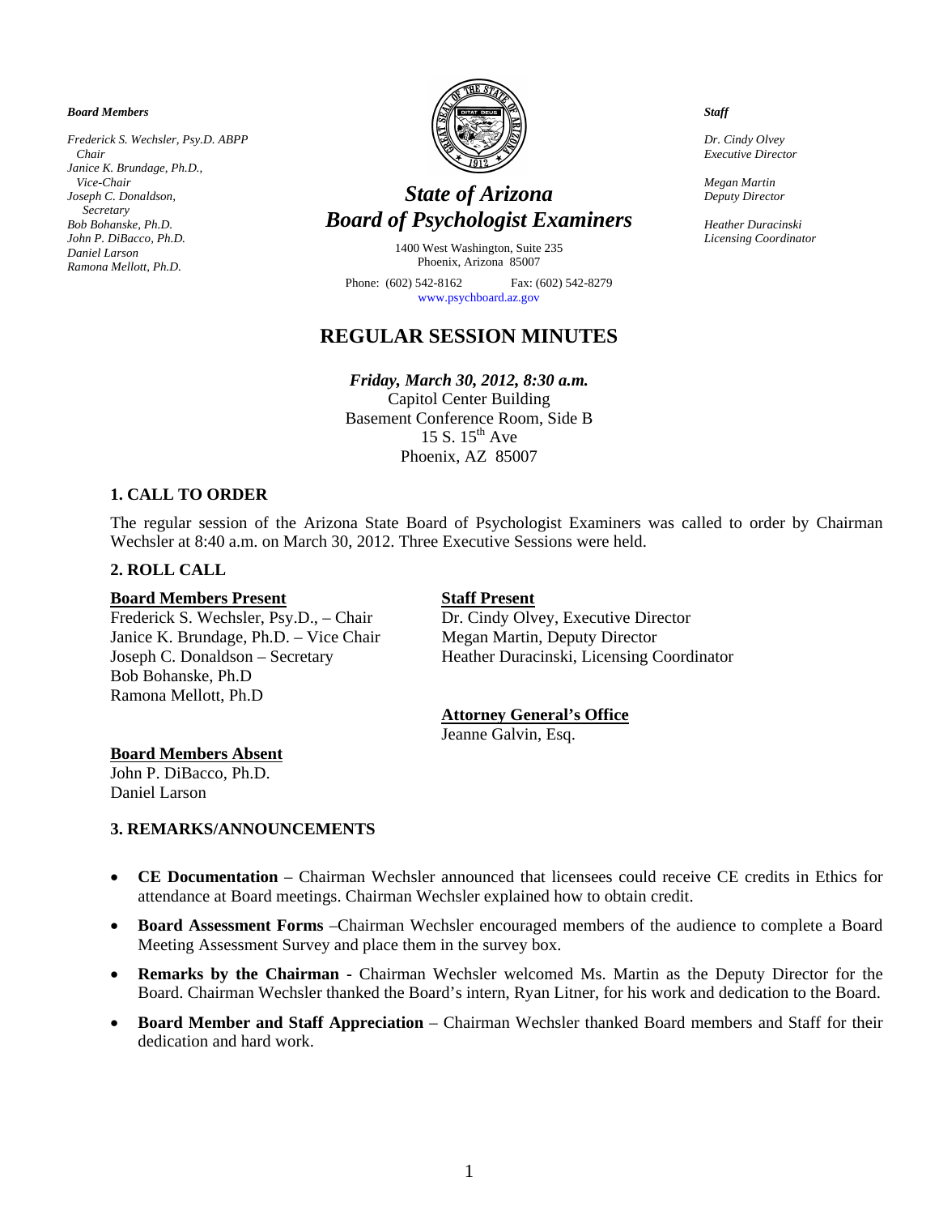*Board Members*

*Frederick S. Wechsler, Psy.D. ABPP*
*Chair*
*Janice K. Brundage, Ph.D.,*
*Vice-Chair*
*Joseph C. Donaldson,*
*Secretary*
*Bob Bohanske, Ph.D.*
*John P. DiBacco, Ph.D.*
*Daniel Larson*
*Ramona Mellott, Ph.D.*

# *State of Arizona*
# *Board of Psychologist Examiners*

1400 West Washington, Suite 235
Phoenix, Arizona 85007

Phone: (602) 542-8162 Fax: (602) 542-8279
www.psychboard.az.gov

*Staff*

*Dr. Cindy Olvey*
*Executive Director*

*Megan Martin*
*Deputy Director*

*Heather Duracinski*
*Licensing Coordinator*

## REGULAR SESSION MINUTES

***Friday, March 30, 2012, 8:30 a.m.***
Capitol Center Building
Basement Conference Room, Side B
15 S. 15th Ave
Phoenix, AZ 85007

### 1. CALL TO ORDER

The regular session of the Arizona State Board of Psychologist Examiners was called to order by Chairman Wechsler at 8:40 a.m. on March 30, 2012. Three Executive Sessions were held.

### 2. ROLL CALL

**Board Members Present**
Frederick S. Wechsler, Psy.D., – Chair
Janice K. Brundage, Ph.D. – Vice Chair
Joseph C. Donaldson – Secretary
Bob Bohanske, Ph.D
Ramona Mellott, Ph.D

**Staff Present**
Dr. Cindy Olvey, Executive Director
Megan Martin, Deputy Director
Heather Duracinski, Licensing Coordinator

**Attorney General's Office**
Jeanne Galvin, Esq.

**Board Members Absent**
John P. DiBacco, Ph.D.
Daniel Larson

### 3. REMARKS/ANNOUNCEMENTS

- **CE Documentation** – Chairman Wechsler announced that licensees could receive CE credits in Ethics for attendance at Board meetings. Chairman Wechsler explained how to obtain credit.
- **Board Assessment Forms** –Chairman Wechsler encouraged members of the audience to complete a Board Meeting Assessment Survey and place them in the survey box.
- **Remarks by the Chairman** - Chairman Wechsler welcomed Ms. Martin as the Deputy Director for the Board. Chairman Wechsler thanked the Board's intern, Ryan Litner, for his work and dedication to the Board.
- **Board Member and Staff Appreciation** – Chairman Wechsler thanked Board members and Staff for their dedication and hard work.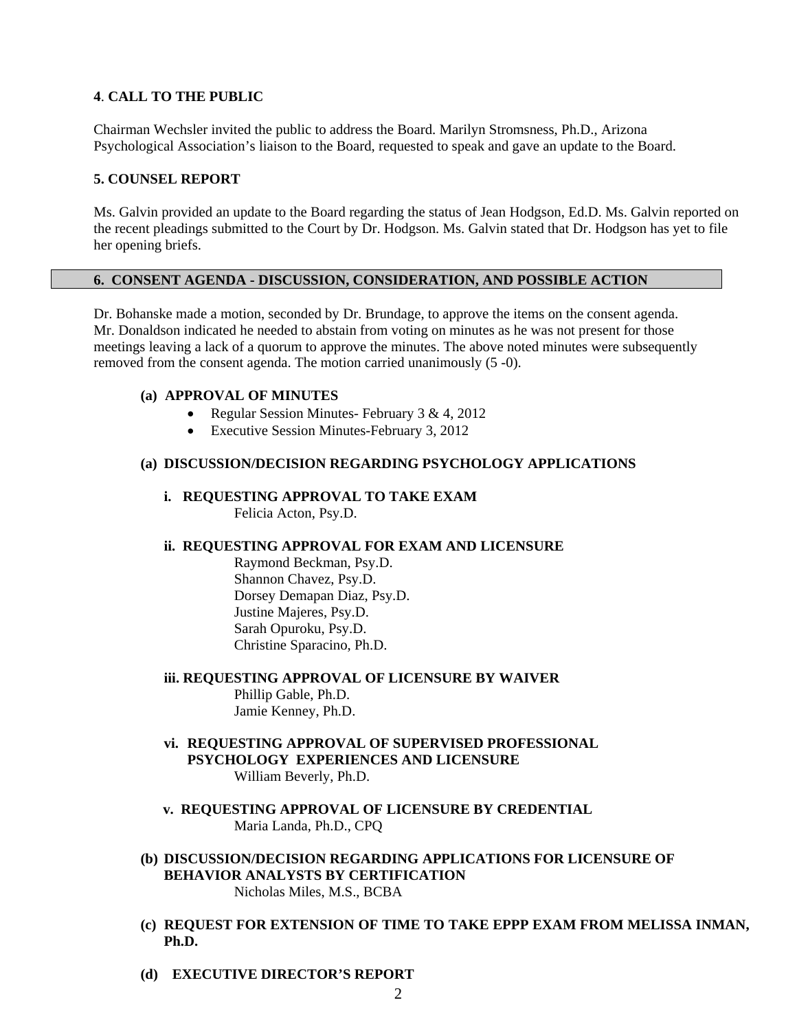**4**. **CALL TO THE PUBLIC**

Chairman Wechsler invited the public to address the Board. Marilyn Stromsness, Ph.D., Arizona Psychological Association's liaison to the Board, requested to speak and gave an update to the Board.

**5. COUNSEL REPORT**

Ms. Galvin provided an update to the Board regarding the status of Jean Hodgson, Ed.D. Ms. Galvin reported on the recent pleadings submitted to the Court by Dr. Hodgson. Ms. Galvin stated that Dr. Hodgson has yet to file her opening briefs.

## 6. CONSENT AGENDA - DISCUSSION, CONSIDERATION, AND POSSIBLE ACTION

Dr. Bohanske made a motion, seconded by Dr. Brundage, to approve the items on the consent agenda. Mr. Donaldson indicated he needed to abstain from voting on minutes as he was not present for those meetings leaving a lack of a quorum to approve the minutes. The above noted minutes were subsequently removed from the consent agenda. The motion carried unanimously (5 -0).

**(a) APPROVAL OF MINUTES**

- Regular Session Minutes- February 3 & 4, 2012
- Executive Session Minutes-February 3, 2012

**(a) DISCUSSION/DECISION REGARDING PSYCHOLOGY APPLICATIONS**

**i. REQUESTING APPROVAL TO TAKE EXAM**

Felicia Acton, Psy.D.

**ii. REQUESTING APPROVAL FOR EXAM AND LICENSURE**

Raymond Beckman, Psy.D.
Shannon Chavez, Psy.D.
Dorsey Demapan Diaz, Psy.D.
Justine Majeres, Psy.D.
Sarah Opuroku, Psy.D.
Christine Sparacino, Ph.D.

**iii. REQUESTING APPROVAL OF LICENSURE BY WAIVER**

Phillip Gable, Ph.D.
Jamie Kenney, Ph.D.

**vi. REQUESTING APPROVAL OF SUPERVISED PROFESSIONAL PSYCHOLOGY EXPERIENCES AND LICENSURE**

William Beverly, Ph.D.

**v. REQUESTING APPROVAL OF LICENSURE BY CREDENTIAL**

Maria Landa, Ph.D., CPQ

**(b) DISCUSSION/DECISION REGARDING APPLICATIONS FOR LICENSURE OF BEHAVIOR ANALYSTS BY CERTIFICATION**

Nicholas Miles, M.S., BCBA

**(c) REQUEST FOR EXTENSION OF TIME TO TAKE EPPP EXAM FROM MELISSA INMAN, Ph.D.**

**(d) EXECUTIVE DIRECTOR'S REPORT**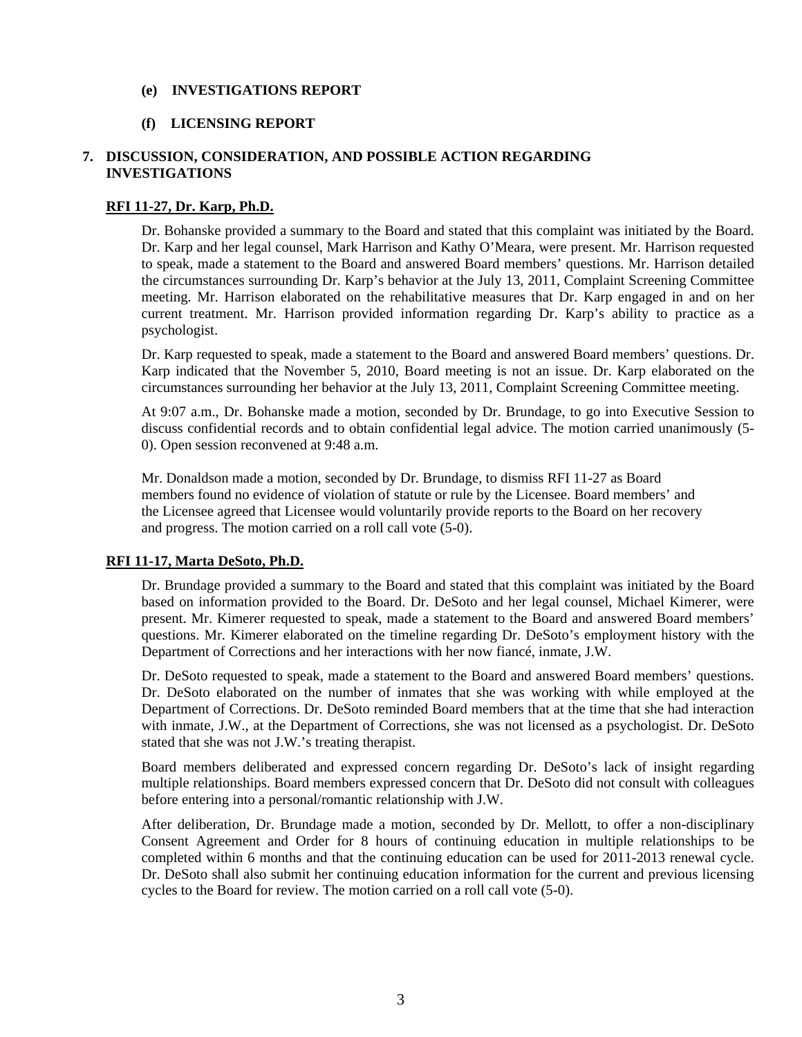**(e) INVESTIGATIONS REPORT**

**(f) LICENSING REPORT**

## 7. DISCUSSION, CONSIDERATION, AND POSSIBLE ACTION REGARDING INVESTIGATIONS

**RFI 11-27, Dr. Karp, Ph.D.**

Dr. Bohanske provided a summary to the Board and stated that this complaint was initiated by the Board. Dr. Karp and her legal counsel, Mark Harrison and Kathy O'Meara, were present. Mr. Harrison requested to speak, made a statement to the Board and answered Board members' questions. Mr. Harrison detailed the circumstances surrounding Dr. Karp's behavior at the July 13, 2011, Complaint Screening Committee meeting. Mr. Harrison elaborated on the rehabilitative measures that Dr. Karp engaged in and on her current treatment. Mr. Harrison provided information regarding Dr. Karp's ability to practice as a psychologist.

Dr. Karp requested to speak, made a statement to the Board and answered Board members' questions. Dr. Karp indicated that the November 5, 2010, Board meeting is not an issue. Dr. Karp elaborated on the circumstances surrounding her behavior at the July 13, 2011, Complaint Screening Committee meeting.

At 9:07 a.m., Dr. Bohanske made a motion, seconded by Dr. Brundage, to go into Executive Session to discuss confidential records and to obtain confidential legal advice. The motion carried unanimously (5-0). Open session reconvened at 9:48 a.m.

Mr. Donaldson made a motion, seconded by Dr. Brundage, to dismiss RFI 11-27 as Board members found no evidence of violation of statute or rule by the Licensee. Board members' and the Licensee agreed that Licensee would voluntarily provide reports to the Board on her recovery and progress. The motion carried on a roll call vote (5-0).

**RFI 11-17, Marta DeSoto, Ph.D.**

Dr. Brundage provided a summary to the Board and stated that this complaint was initiated by the Board based on information provided to the Board. Dr. DeSoto and her legal counsel, Michael Kimerer, were present. Mr. Kimerer requested to speak, made a statement to the Board and answered Board members' questions. Mr. Kimerer elaborated on the timeline regarding Dr. DeSoto's employment history with the Department of Corrections and her interactions with her now fiancé, inmate, J.W.

Dr. DeSoto requested to speak, made a statement to the Board and answered Board members' questions. Dr. DeSoto elaborated on the number of inmates that she was working with while employed at the Department of Corrections. Dr. DeSoto reminded Board members that at the time that she had interaction with inmate, J.W., at the Department of Corrections, she was not licensed as a psychologist. Dr. DeSoto stated that she was not J.W.'s treating therapist.

Board members deliberated and expressed concern regarding Dr. DeSoto's lack of insight regarding multiple relationships. Board members expressed concern that Dr. DeSoto did not consult with colleagues before entering into a personal/romantic relationship with J.W.

After deliberation, Dr. Brundage made a motion, seconded by Dr. Mellott, to offer a non-disciplinary Consent Agreement and Order for 8 hours of continuing education in multiple relationships to be completed within 6 months and that the continuing education can be used for 2011-2013 renewal cycle. Dr. DeSoto shall also submit her continuing education information for the current and previous licensing cycles to the Board for review. The motion carried on a roll call vote (5-0).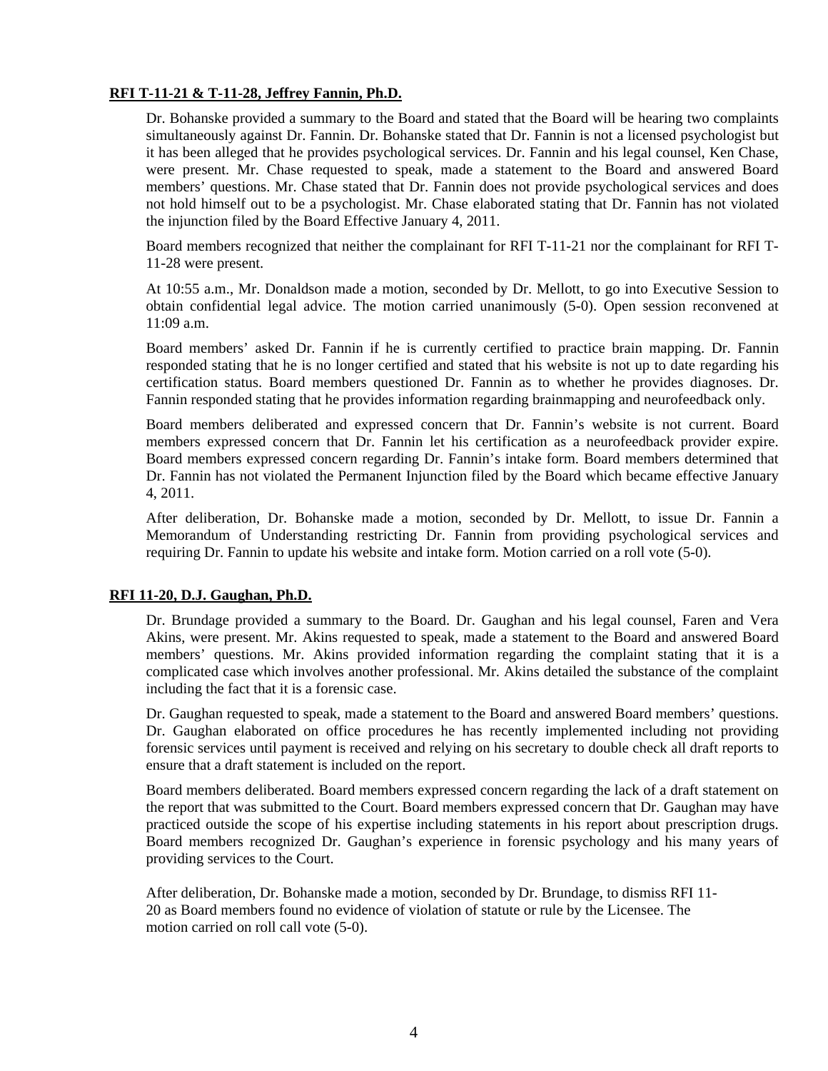**RFI T-11-21 & T-11-28, Jeffrey Fannin, Ph.D.**

Dr. Bohanske provided a summary to the Board and stated that the Board will be hearing two complaints simultaneously against Dr. Fannin. Dr. Bohanske stated that Dr. Fannin is not a licensed psychologist but it has been alleged that he provides psychological services. Dr. Fannin and his legal counsel, Ken Chase, were present. Mr. Chase requested to speak, made a statement to the Board and answered Board members' questions. Mr. Chase stated that Dr. Fannin does not provide psychological services and does not hold himself out to be a psychologist. Mr. Chase elaborated stating that Dr. Fannin has not violated the injunction filed by the Board Effective January 4, 2011.

Board members recognized that neither the complainant for RFI T-11-21 nor the complainant for RFI T-11-28 were present.

At 10:55 a.m., Mr. Donaldson made a motion, seconded by Dr. Mellott, to go into Executive Session to obtain confidential legal advice. The motion carried unanimously (5-0). Open session reconvened at 11:09 a.m.

Board members' asked Dr. Fannin if he is currently certified to practice brain mapping. Dr. Fannin responded stating that he is no longer certified and stated that his website is not up to date regarding his certification status. Board members questioned Dr. Fannin as to whether he provides diagnoses. Dr. Fannin responded stating that he provides information regarding brainmapping and neurofeedback only.

Board members deliberated and expressed concern that Dr. Fannin's website is not current. Board members expressed concern that Dr. Fannin let his certification as a neurofeedback provider expire. Board members expressed concern regarding Dr. Fannin's intake form. Board members determined that Dr. Fannin has not violated the Permanent Injunction filed by the Board which became effective January 4, 2011.

After deliberation, Dr. Bohanske made a motion, seconded by Dr. Mellott, to issue Dr. Fannin a Memorandum of Understanding restricting Dr. Fannin from providing psychological services and requiring Dr. Fannin to update his website and intake form. Motion carried on a roll vote (5-0).

**RFI 11-20, D.J. Gaughan, Ph.D.**

Dr. Brundage provided a summary to the Board. Dr. Gaughan and his legal counsel, Faren and Vera Akins, were present. Mr. Akins requested to speak, made a statement to the Board and answered Board members' questions. Mr. Akins provided information regarding the complaint stating that it is a complicated case which involves another professional. Mr. Akins detailed the substance of the complaint including the fact that it is a forensic case.

Dr. Gaughan requested to speak, made a statement to the Board and answered Board members' questions. Dr. Gaughan elaborated on office procedures he has recently implemented including not providing forensic services until payment is received and relying on his secretary to double check all draft reports to ensure that a draft statement is included on the report.

Board members deliberated. Board members expressed concern regarding the lack of a draft statement on the report that was submitted to the Court. Board members expressed concern that Dr. Gaughan may have practiced outside the scope of his expertise including statements in his report about prescription drugs. Board members recognized Dr. Gaughan's experience in forensic psychology and his many years of providing services to the Court.

After deliberation, Dr. Bohanske made a motion, seconded by Dr. Brundage, to dismiss RFI 11-20 as Board members found no evidence of violation of statute or rule by the Licensee. The motion carried on roll call vote (5-0).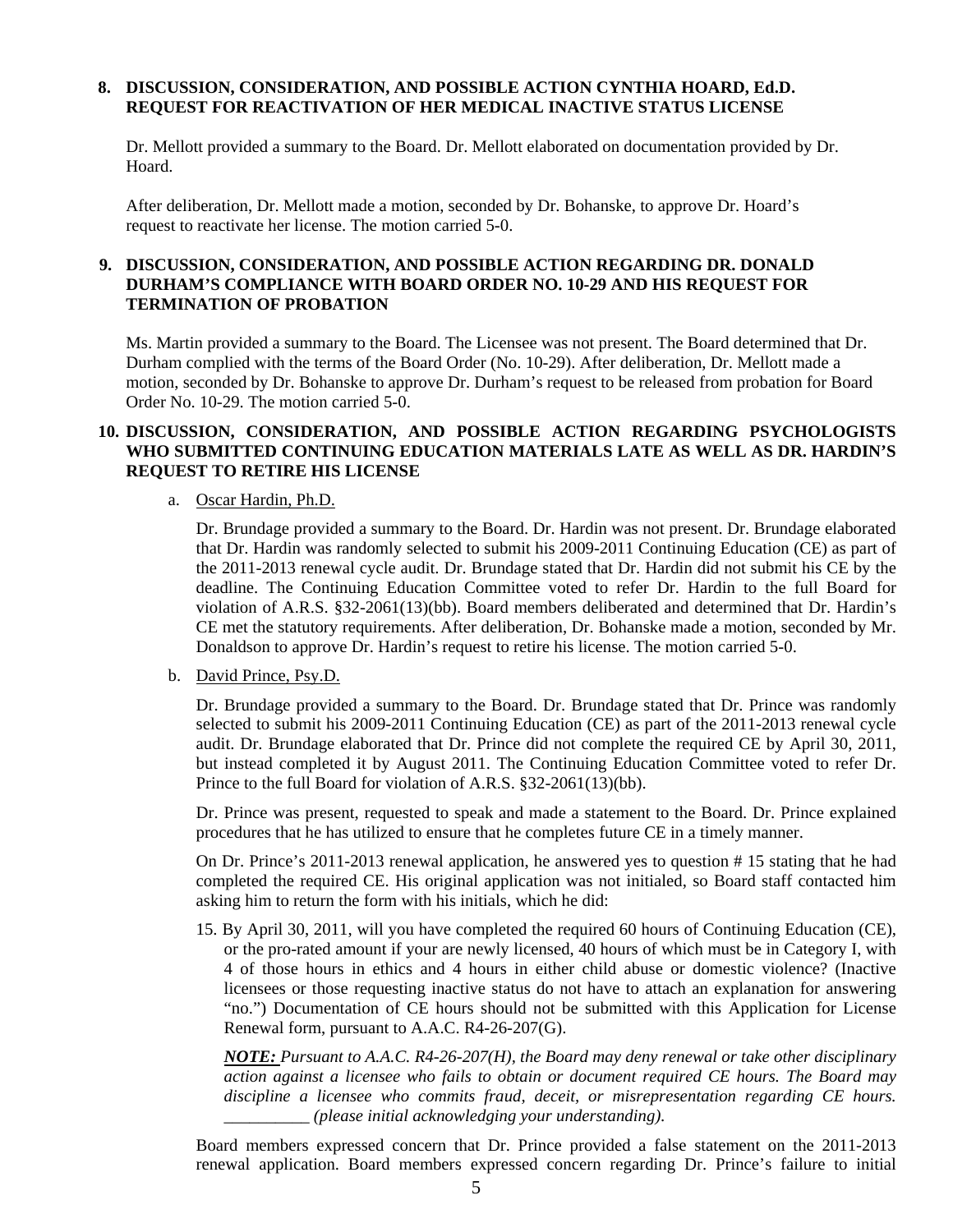**8. DISCUSSION, CONSIDERATION, AND POSSIBLE ACTION CYNTHIA HOARD, Ed.D. REQUEST FOR REACTIVATION OF HER MEDICAL INACTIVE STATUS LICENSE**

Dr. Mellott provided a summary to the Board. Dr. Mellott elaborated on documentation provided by Dr. Hoard.

After deliberation, Dr. Mellott made a motion, seconded by Dr. Bohanske, to approve Dr. Hoard's request to reactivate her license. The motion carried 5-0.

**9. DISCUSSION, CONSIDERATION, AND POSSIBLE ACTION REGARDING DR. DONALD DURHAM'S COMPLIANCE WITH BOARD ORDER NO. 10-29 AND HIS REQUEST FOR TERMINATION OF PROBATION**

Ms. Martin provided a summary to the Board. The Licensee was not present. The Board determined that Dr. Durham complied with the terms of the Board Order (No. 10-29). After deliberation, Dr. Mellott made a motion, seconded by Dr. Bohanske to approve Dr. Durham's request to be released from probation for Board Order No. 10-29. The motion carried 5-0.

**10. DISCUSSION, CONSIDERATION, AND POSSIBLE ACTION REGARDING PSYCHOLOGISTS WHO SUBMITTED CONTINUING EDUCATION MATERIALS LATE AS WELL AS DR. HARDIN'S REQUEST TO RETIRE HIS LICENSE**

a. Oscar Hardin, Ph.D.

Dr. Brundage provided a summary to the Board. Dr. Hardin was not present. Dr. Brundage elaborated that Dr. Hardin was randomly selected to submit his 2009-2011 Continuing Education (CE) as part of the 2011-2013 renewal cycle audit. Dr. Brundage stated that Dr. Hardin did not submit his CE by the deadline. The Continuing Education Committee voted to refer Dr. Hardin to the full Board for violation of A.R.S. §32-2061(13)(bb). Board members deliberated and determined that Dr. Hardin's CE met the statutory requirements. After deliberation, Dr. Bohanske made a motion, seconded by Mr. Donaldson to approve Dr. Hardin's request to retire his license. The motion carried 5-0.

b. David Prince, Psy.D.

Dr. Brundage provided a summary to the Board. Dr. Brundage stated that Dr. Prince was randomly selected to submit his 2009-2011 Continuing Education (CE) as part of the 2011-2013 renewal cycle audit. Dr. Brundage elaborated that Dr. Prince did not complete the required CE by April 30, 2011, but instead completed it by August 2011. The Continuing Education Committee voted to refer Dr. Prince to the full Board for violation of A.R.S. §32-2061(13)(bb).

Dr. Prince was present, requested to speak and made a statement to the Board. Dr. Prince explained procedures that he has utilized to ensure that he completes future CE in a timely manner.

On Dr. Prince's 2011-2013 renewal application, he answered yes to question # 15 stating that he had completed the required CE. His original application was not initialed, so Board staff contacted him asking him to return the form with his initials, which he did:

15. By April 30, 2011, will you have completed the required 60 hours of Continuing Education (CE), or the pro-rated amount if your are newly licensed, 40 hours of which must be in Category I, with 4 of those hours in ethics and 4 hours in either child abuse or domestic violence? (Inactive licensees or those requesting inactive status do not have to attach an explanation for answering "no.") Documentation of CE hours should not be submitted with this Application for License Renewal form, pursuant to A.A.C. R4-26-207(G).

*__NOTE:__ Pursuant to A.A.C. R4-26-207(H), the Board may deny renewal or take other disciplinary action against a licensee who fails to obtain or document required CE hours. The Board may discipline a licensee who commits fraud, deceit, or misrepresentation regarding CE hours. __________ (please initial acknowledging your understanding).*

Board members expressed concern that Dr. Prince provided a false statement on the 2011-2013 renewal application. Board members expressed concern regarding Dr. Prince's failure to initial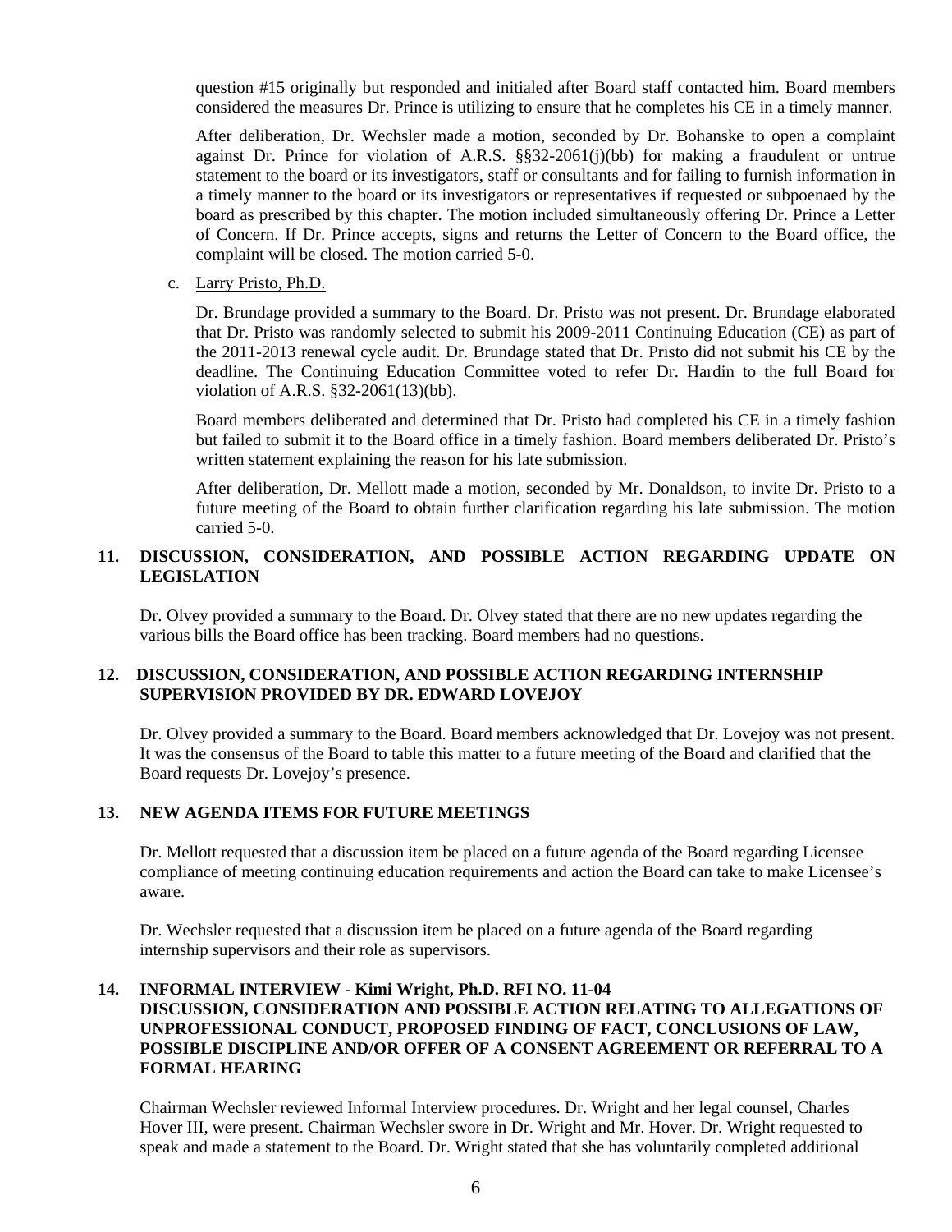question #15 originally but responded and initialed after Board staff contacted him. Board members considered the measures Dr. Prince is utilizing to ensure that he completes his CE in a timely manner.

After deliberation, Dr. Wechsler made a motion, seconded by Dr. Bohanske to open a complaint against Dr. Prince for violation of A.R.S. §§32-2061(j)(bb) for making a fraudulent or untrue statement to the board or its investigators, staff or consultants and for failing to furnish information in a timely manner to the board or its investigators or representatives if requested or subpoenaed by the board as prescribed by this chapter. The motion included simultaneously offering Dr. Prince a Letter of Concern. If Dr. Prince accepts, signs and returns the Letter of Concern to the Board office, the complaint will be closed. The motion carried 5-0.

c. Larry Pristo, Ph.D.

Dr. Brundage provided a summary to the Board. Dr. Pristo was not present. Dr. Brundage elaborated that Dr. Pristo was randomly selected to submit his 2009-2011 Continuing Education (CE) as part of the 2011-2013 renewal cycle audit. Dr. Brundage stated that Dr. Pristo did not submit his CE by the deadline. The Continuing Education Committee voted to refer Dr. Hardin to the full Board for violation of A.R.S. §32-2061(13)(bb).

Board members deliberated and determined that Dr. Pristo had completed his CE in a timely fashion but failed to submit it to the Board office in a timely fashion. Board members deliberated Dr. Pristo's written statement explaining the reason for his late submission.

After deliberation, Dr. Mellott made a motion, seconded by Mr. Donaldson, to invite Dr. Pristo to a future meeting of the Board to obtain further clarification regarding his late submission. The motion carried 5-0.

### 11. DISCUSSION, CONSIDERATION, AND POSSIBLE ACTION REGARDING UPDATE ON LEGISLATION

Dr. Olvey provided a summary to the Board. Dr. Olvey stated that there are no new updates regarding the various bills the Board office has been tracking. Board members had no questions.

### 12. DISCUSSION, CONSIDERATION, AND POSSIBLE ACTION REGARDING INTERNSHIP SUPERVISION PROVIDED BY DR. EDWARD LOVEJOY

Dr. Olvey provided a summary to the Board. Board members acknowledged that Dr. Lovejoy was not present. It was the consensus of the Board to table this matter to a future meeting of the Board and clarified that the Board requests Dr. Lovejoy's presence.

### 13. NEW AGENDA ITEMS FOR FUTURE MEETINGS

Dr. Mellott requested that a discussion item be placed on a future agenda of the Board regarding Licensee compliance of meeting continuing education requirements and action the Board can take to make Licensee's aware.

Dr. Wechsler requested that a discussion item be placed on a future agenda of the Board regarding internship supervisors and their role as supervisors.

### 14. INFORMAL INTERVIEW - Kimi Wright, Ph.D. RFI NO. 11-04 DISCUSSION, CONSIDERATION AND POSSIBLE ACTION RELATING TO ALLEGATIONS OF UNPROFESSIONAL CONDUCT, PROPOSED FINDING OF FACT, CONCLUSIONS OF LAW, POSSIBLE DISCIPLINE AND/OR OFFER OF A CONSENT AGREEMENT OR REFERRAL TO A FORMAL HEARING

Chairman Wechsler reviewed Informal Interview procedures. Dr. Wright and her legal counsel, Charles Hover III, were present. Chairman Wechsler swore in Dr. Wright and Mr. Hover. Dr. Wright requested to speak and made a statement to the Board. Dr. Wright stated that she has voluntarily completed additional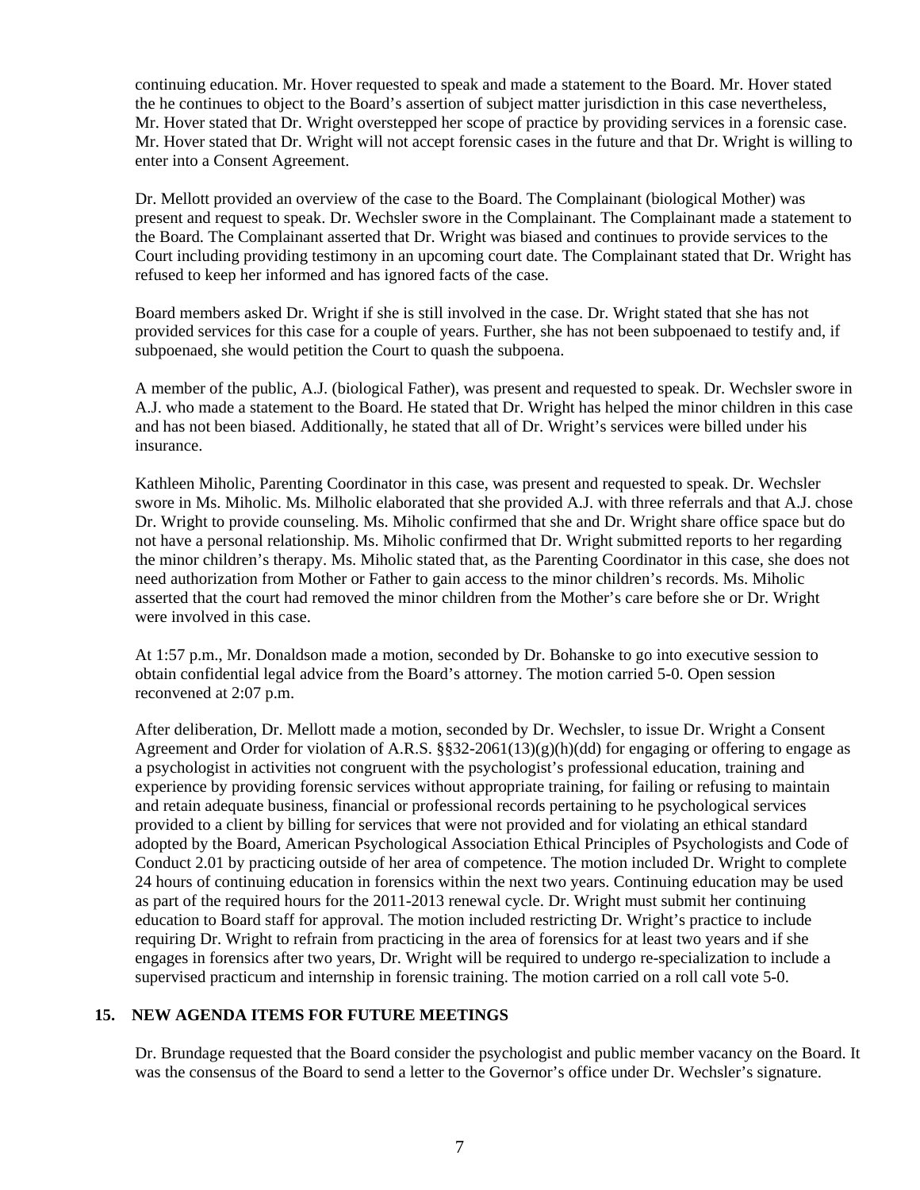continuing education. Mr. Hover requested to speak and made a statement to the Board. Mr. Hover stated the he continues to object to the Board's assertion of subject matter jurisdiction in this case nevertheless, Mr. Hover stated that Dr. Wright overstepped her scope of practice by providing services in a forensic case. Mr. Hover stated that Dr. Wright will not accept forensic cases in the future and that Dr. Wright is willing to enter into a Consent Agreement.

Dr. Mellott provided an overview of the case to the Board. The Complainant (biological Mother) was present and request to speak. Dr. Wechsler swore in the Complainant. The Complainant made a statement to the Board. The Complainant asserted that Dr. Wright was biased and continues to provide services to the Court including providing testimony in an upcoming court date. The Complainant stated that Dr. Wright has refused to keep her informed and has ignored facts of the case.

Board members asked Dr. Wright if she is still involved in the case. Dr. Wright stated that she has not provided services for this case for a couple of years. Further, she has not been subpoenaed to testify and, if subpoenaed, she would petition the Court to quash the subpoena.

A member of the public, A.J. (biological Father), was present and requested to speak. Dr. Wechsler swore in A.J. who made a statement to the Board. He stated that Dr. Wright has helped the minor children in this case and has not been biased. Additionally, he stated that all of Dr. Wright's services were billed under his insurance.

Kathleen Miholic, Parenting Coordinator in this case, was present and requested to speak. Dr. Wechsler swore in Ms. Miholic. Ms. Milholic elaborated that she provided A.J. with three referrals and that A.J. chose Dr. Wright to provide counseling. Ms. Miholic confirmed that she and Dr. Wright share office space but do not have a personal relationship. Ms. Miholic confirmed that Dr. Wright submitted reports to her regarding the minor children's therapy. Ms. Miholic stated that, as the Parenting Coordinator in this case, she does not need authorization from Mother or Father to gain access to the minor children's records. Ms. Miholic asserted that the court had removed the minor children from the Mother's care before she or Dr. Wright were involved in this case.

At 1:57 p.m., Mr. Donaldson made a motion, seconded by Dr. Bohanske to go into executive session to obtain confidential legal advice from the Board's attorney. The motion carried 5-0. Open session reconvened at 2:07 p.m.

After deliberation, Dr. Mellott made a motion, seconded by Dr. Wechsler, to issue Dr. Wright a Consent Agreement and Order for violation of A.R.S. §§32-2061(13)(g)(h)(dd) for engaging or offering to engage as a psychologist in activities not congruent with the psychologist's professional education, training and experience by providing forensic services without appropriate training, for failing or refusing to maintain and retain adequate business, financial or professional records pertaining to he psychological services provided to a client by billing for services that were not provided and for violating an ethical standard adopted by the Board, American Psychological Association Ethical Principles of Psychologists and Code of Conduct 2.01 by practicing outside of her area of competence. The motion included Dr. Wright to complete 24 hours of continuing education in forensics within the next two years. Continuing education may be used as part of the required hours for the 2011-2013 renewal cycle. Dr. Wright must submit her continuing education to Board staff for approval. The motion included restricting Dr. Wright's practice to include requiring Dr. Wright to refrain from practicing in the area of forensics for at least two years and if she engages in forensics after two years, Dr. Wright will be required to undergo re-specialization to include a supervised practicum and internship in forensic training. The motion carried on a roll call vote 5-0.

## 15. NEW AGENDA ITEMS FOR FUTURE MEETINGS

Dr. Brundage requested that the Board consider the psychologist and public member vacancy on the Board. It was the consensus of the Board to send a letter to the Governor's office under Dr. Wechsler's signature.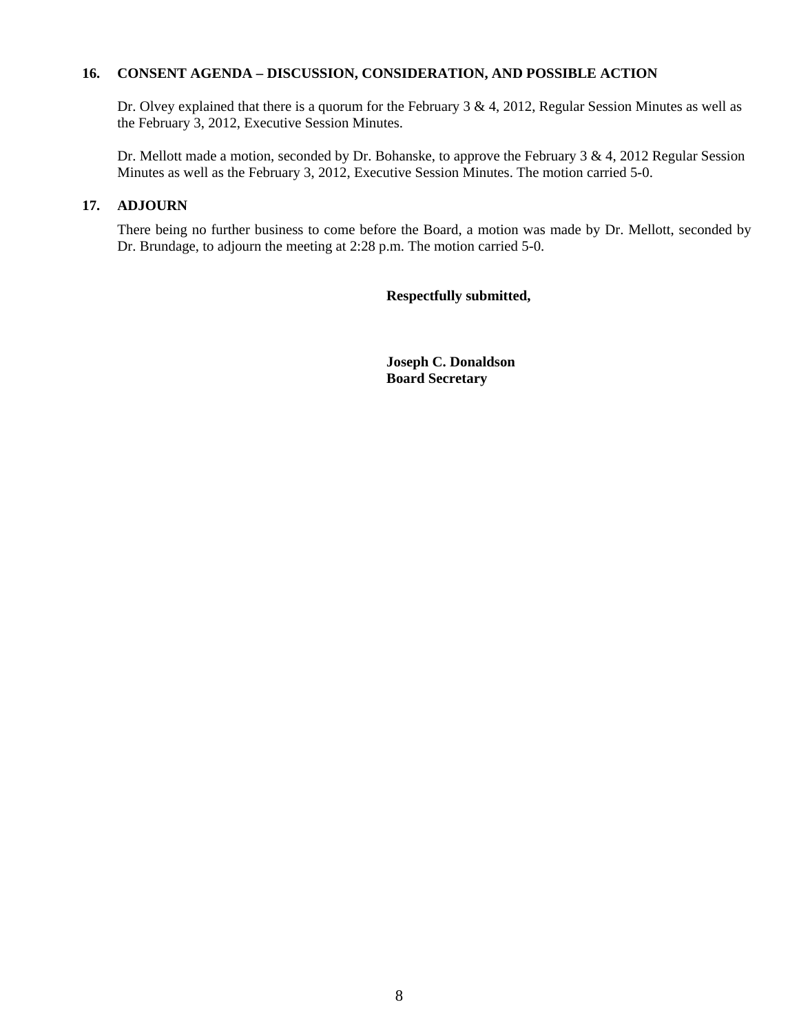**16. CONSENT AGENDA – DISCUSSION, CONSIDERATION, AND POSSIBLE ACTION**

Dr. Olvey explained that there is a quorum for the February 3 & 4, 2012, Regular Session Minutes as well as the February 3, 2012, Executive Session Minutes.

Dr. Mellott made a motion, seconded by Dr. Bohanske, to approve the February 3 & 4, 2012 Regular Session Minutes as well as the February 3, 2012, Executive Session Minutes. The motion carried 5-0.

**17. ADJOURN**

There being no further business to come before the Board, a motion was made by Dr. Mellott, seconded by Dr. Brundage, to adjourn the meeting at 2:28 p.m. The motion carried 5-0.

**Respectfully submitted,**

**Joseph C. Donaldson**
**Board Secretary**